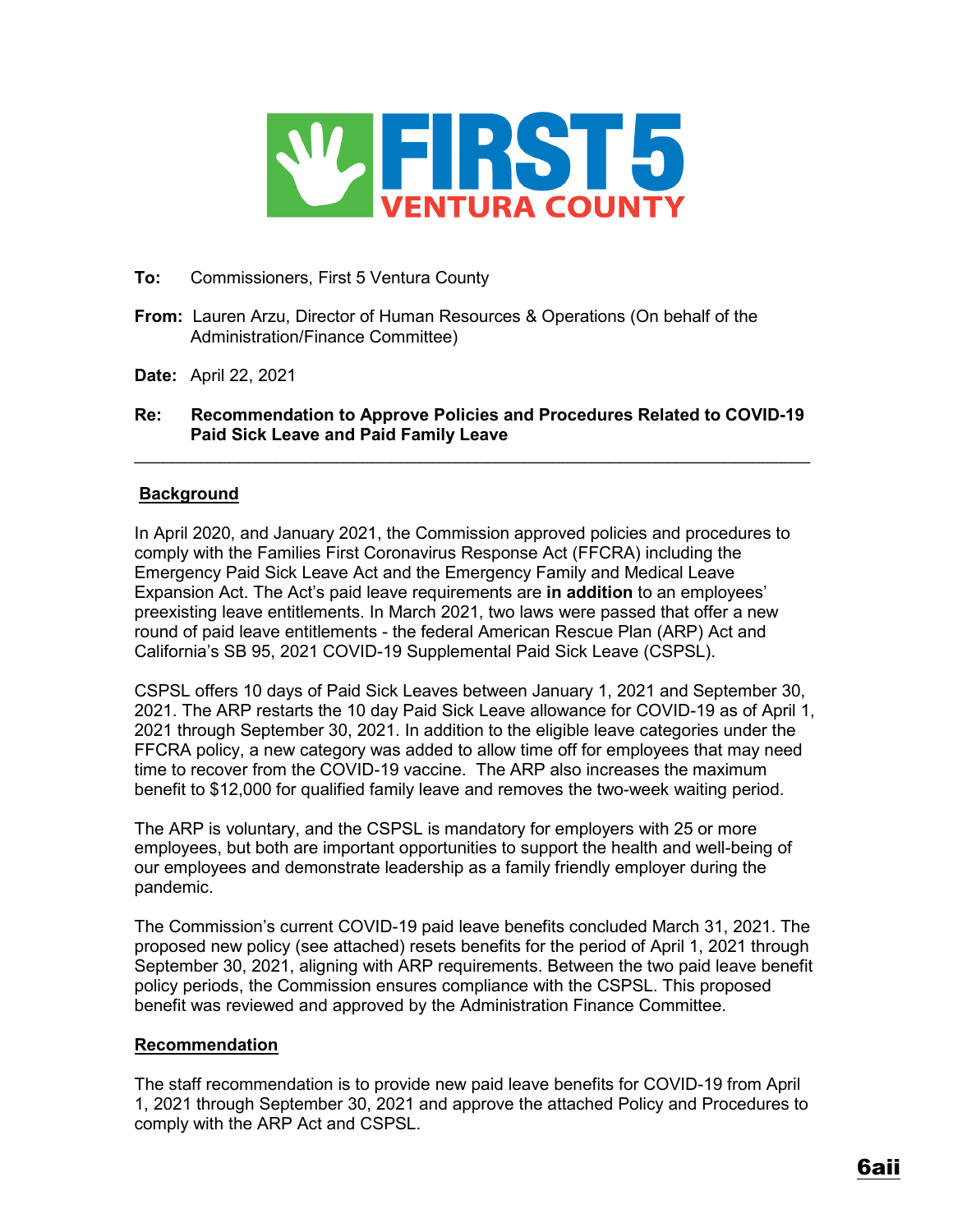**FIRST 5**
**VENTURA COUNTY**

**To:** Commissioners, First 5 Ventura County

**From:** Lauren Arzu, Director of Human Resources & Operations (On behalf of the Administration/Finance Committee)

**Date:** April 22, 2021

**Re: Recommendation to Approve Policies and Procedures Related to COVID-19 Paid Sick Leave and Paid Family Leave**

---

## Background

In April 2020, and January 2021, the Commission approved policies and procedures to comply with the Families First Coronavirus Response Act (FFCRA) including the Emergency Paid Sick Leave Act and the Emergency Family and Medical Leave Expansion Act. The Act's paid leave requirements are **in addition** to an employees' preexisting leave entitlements. In March 2021, two laws were passed that offer a new round of paid leave entitlements - the federal American Rescue Plan (ARP) Act and California's SB 95, 2021 COVID-19 Supplemental Paid Sick Leave (CSPSL).

CSPSL offers 10 days of Paid Sick Leaves between January 1, 2021 and September 30, 2021. The ARP restarts the 10 day Paid Sick Leave allowance for COVID-19 as of April 1, 2021 through September 30, 2021. In addition to the eligible leave categories under the FFCRA policy, a new category was added to allow time off for employees that may need time to recover from the COVID-19 vaccine. The ARP also increases the maximum benefit to $12,000 for qualified family leave and removes the two-week waiting period.

The ARP is voluntary, and the CSPSL is mandatory for employers with 25 or more employees, but both are important opportunities to support the health and well-being of our employees and demonstrate leadership as a family friendly employer during the pandemic.

The Commission's current COVID-19 paid leave benefits concluded March 31, 2021. The proposed new policy (see attached) resets benefits for the period of April 1, 2021 through September 30, 2021, aligning with ARP requirements. Between the two paid leave benefit policy periods, the Commission ensures compliance with the CSPSL. This proposed benefit was reviewed and approved by the Administration Finance Committee.

## Recommendation

The staff recommendation is to provide new paid leave benefits for COVID-19 from April 1, 2021 through September 30, 2021 and approve the attached Policy and Procedures to comply with the ARP Act and CSPSL.

**6aii**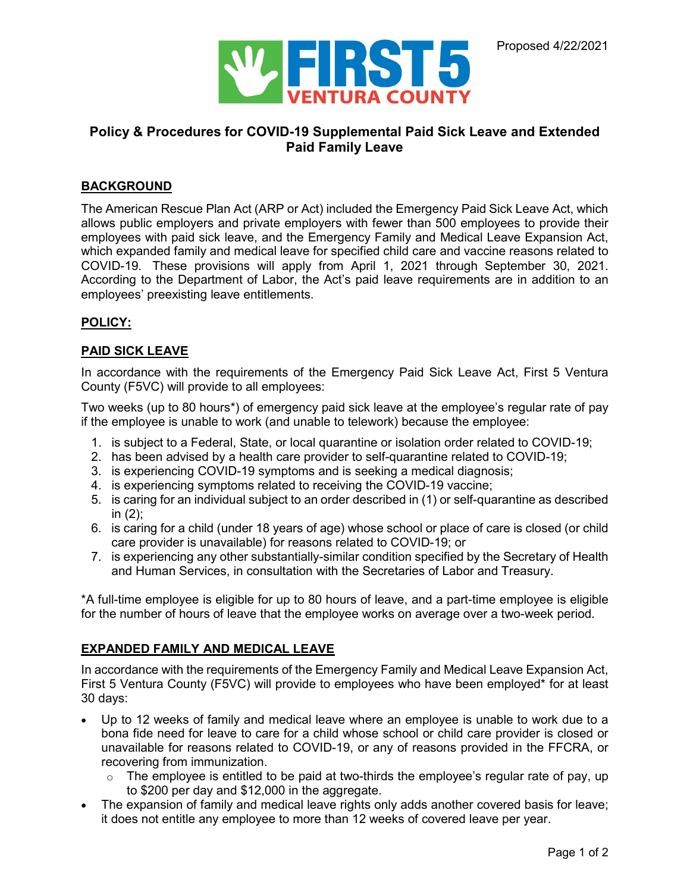Proposed 4/22/2021

# Policy & Procedures for COVID-19 Supplemental Paid Sick Leave and Extended Paid Family Leave

## BACKGROUND

The American Rescue Plan Act (ARP or Act) included the Emergency Paid Sick Leave Act, which allows public employers and private employers with fewer than 500 employees to provide their employees with paid sick leave, and the Emergency Family and Medical Leave Expansion Act, which expanded family and medical leave for specified child care and vaccine reasons related to COVID-19. These provisions will apply from April 1, 2021 through September 30, 2021. According to the Department of Labor, the Act's paid leave requirements are in addition to an employees' preexisting leave entitlements.

## POLICY:

## PAID SICK LEAVE

In accordance with the requirements of the Emergency Paid Sick Leave Act, First 5 Ventura County (F5VC) will provide to all employees:

Two weeks (up to 80 hours*) of emergency paid sick leave at the employee's regular rate of pay if the employee is unable to work (and unable to telework) because the employee:

1. is subject to a Federal, State, or local quarantine or isolation order related to COVID-19;
2. has been advised by a health care provider to self-quarantine related to COVID-19;
3. is experiencing COVID-19 symptoms and is seeking a medical diagnosis;
4. is experiencing symptoms related to receiving the COVID-19 vaccine;
5. is caring for an individual subject to an order described in (1) or self-quarantine as described in (2);
6. is caring for a child (under 18 years of age) whose school or place of care is closed (or child care provider is unavailable) for reasons related to COVID-19; or
7. is experiencing any other substantially-similar condition specified by the Secretary of Health and Human Services, in consultation with the Secretaries of Labor and Treasury.

*A full-time employee is eligible for up to 80 hours of leave, and a part-time employee is eligible for the number of hours of leave that the employee works on average over a two-week period.

## EXPANDED FAMILY AND MEDICAL LEAVE

In accordance with the requirements of the Emergency Family and Medical Leave Expansion Act, First 5 Ventura County (F5VC) will provide to employees who have been employed* for at least 30 days:

- Up to 12 weeks of family and medical leave where an employee is unable to work due to a bona fide need for leave to care for a child whose school or child care provider is closed or unavailable for reasons related to COVID-19, or any of reasons provided in the FFCRA, or recovering from immunization.
  - The employee is entitled to be paid at two-thirds the employee's regular rate of pay, up to $200 per day and $12,000 in the aggregate.
- The expansion of family and medical leave rights only adds another covered basis for leave; it does not entitle any employee to more than 12 weeks of covered leave per year.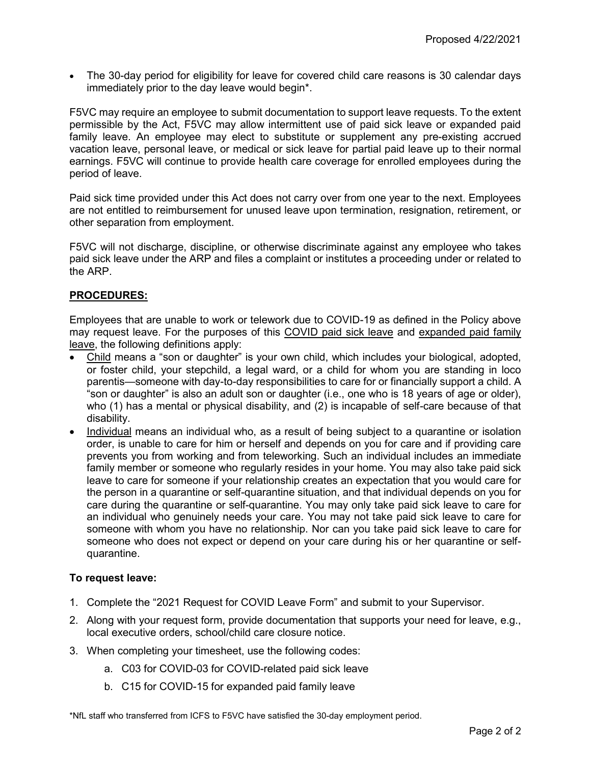- The 30-day period for eligibility for leave for covered child care reasons is 30 calendar days immediately prior to the day leave would begin*.

F5VC may require an employee to submit documentation to support leave requests. To the extent permissible by the Act, F5VC may allow intermittent use of paid sick leave or expanded paid family leave. An employee may elect to substitute or supplement any pre-existing accrued vacation leave, personal leave, or medical or sick leave for partial paid leave up to their normal earnings. F5VC will continue to provide health care coverage for enrolled employees during the period of leave.

Paid sick time provided under this Act does not carry over from one year to the next. Employees are not entitled to reimbursement for unused leave upon termination, resignation, retirement, or other separation from employment.

F5VC will not discharge, discipline, or otherwise discriminate against any employee who takes paid sick leave under the ARP and files a complaint or institutes a proceeding under or related to the ARP.

## PROCEDURES:

Employees that are unable to work or telework due to COVID-19 as defined in the Policy above may request leave. For the purposes of this COVID paid sick leave and expanded paid family leave, the following definitions apply:

- Child means a "son or daughter" is your own child, which includes your biological, adopted, or foster child, your stepchild, a legal ward, or a child for whom you are standing in loco parentis—someone with day-to-day responsibilities to care for or financially support a child. A "son or daughter" is also an adult son or daughter (i.e., one who is 18 years of age or older), who (1) has a mental or physical disability, and (2) is incapable of self-care because of that disability.
- Individual means an individual who, as a result of being subject to a quarantine or isolation order, is unable to care for him or herself and depends on you for care and if providing care prevents you from working and from teleworking. Such an individual includes an immediate family member or someone who regularly resides in your home. You may also take paid sick leave to care for someone if your relationship creates an expectation that you would care for the person in a quarantine or self-quarantine situation, and that individual depends on you for care during the quarantine or self-quarantine. You may only take paid sick leave to care for an individual who genuinely needs your care. You may not take paid sick leave to care for someone with whom you have no relationship. Nor can you take paid sick leave to care for someone who does not expect or depend on your care during his or her quarantine or self-quarantine.

### To request leave:

1. Complete the "2021 Request for COVID Leave Form" and submit to your Supervisor.
2. Along with your request form, provide documentation that supports your need for leave, e.g., local executive orders, school/child care closure notice.
3. When completing your timesheet, use the following codes:
    a. C03 for COVID-03 for COVID-related paid sick leave
    b. C15 for COVID-15 for expanded paid family leave

*NfL staff who transferred from ICFS to F5VC have satisfied the 30-day employment period.